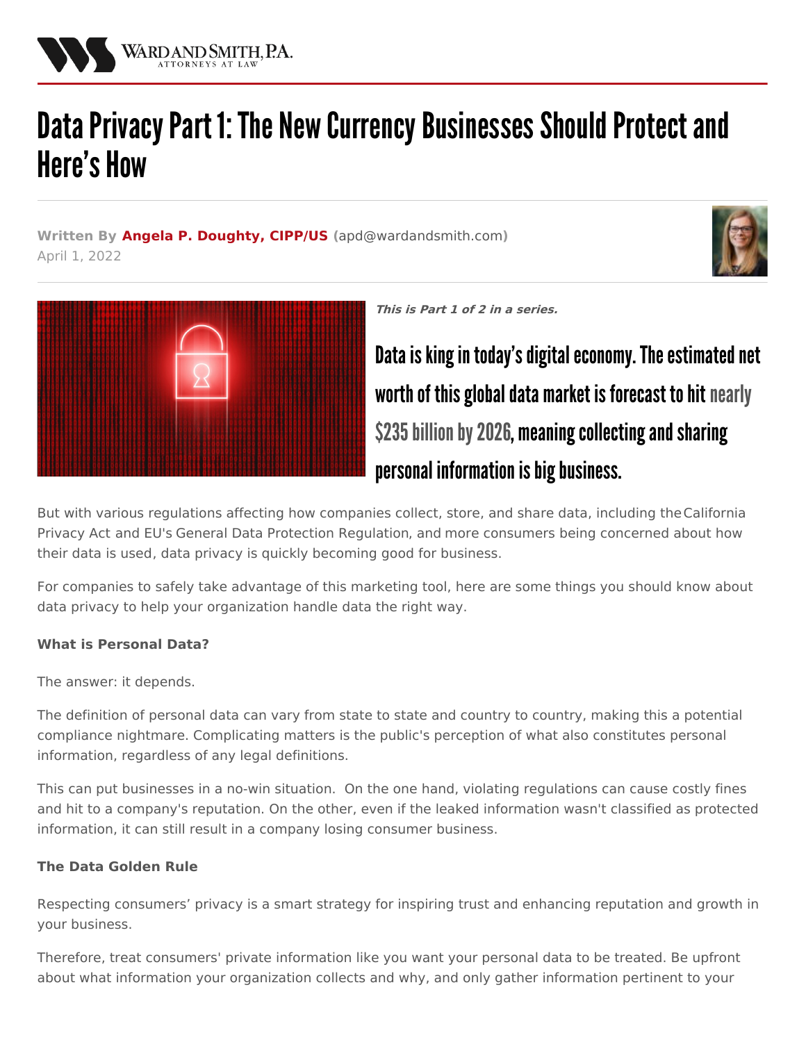# Data Privacy Part 1: The New Currency Businesses Should Protect and Here's How

**Written By Angela P. Doughty, CIPP/US** (apd@wardandsmith.com)
April 1, 2022

***This is Part 1 of 2 in a series.***

## Data is king in today's digital economy. The estimated net worth of this global data market is forecast to hit nearly $235 billion by 2026, meaning collecting and sharing personal information is big business.

But with various regulations affecting how companies collect, store, and share data, including the California Privacy Act and EU's General Data Protection Regulation, and more consumers being concerned about how their data is used, data privacy is quickly becoming good for business.

For companies to safely take advantage of this marketing tool, here are some things you should know about data privacy to help your organization handle data the right way.

**What is Personal Data?**

The answer: it depends.

The definition of personal data can vary from state to state and country to country, making this a potential compliance nightmare. Complicating matters is the public's perception of what also constitutes personal information, regardless of any legal definitions.

This can put businesses in a no-win situation. On the one hand, violating regulations can cause costly fines and hit to a company's reputation. On the other, even if the leaked information wasn't classified as protected information, it can still result in a company losing consumer business.

**The Data Golden Rule**

Respecting consumers' privacy is a smart strategy for inspiring trust and enhancing reputation and growth in your business.

Therefore, treat consumers' private information like you want your personal data to be treated. Be upfront about what information your organization collects and why, and only gather information pertinent to your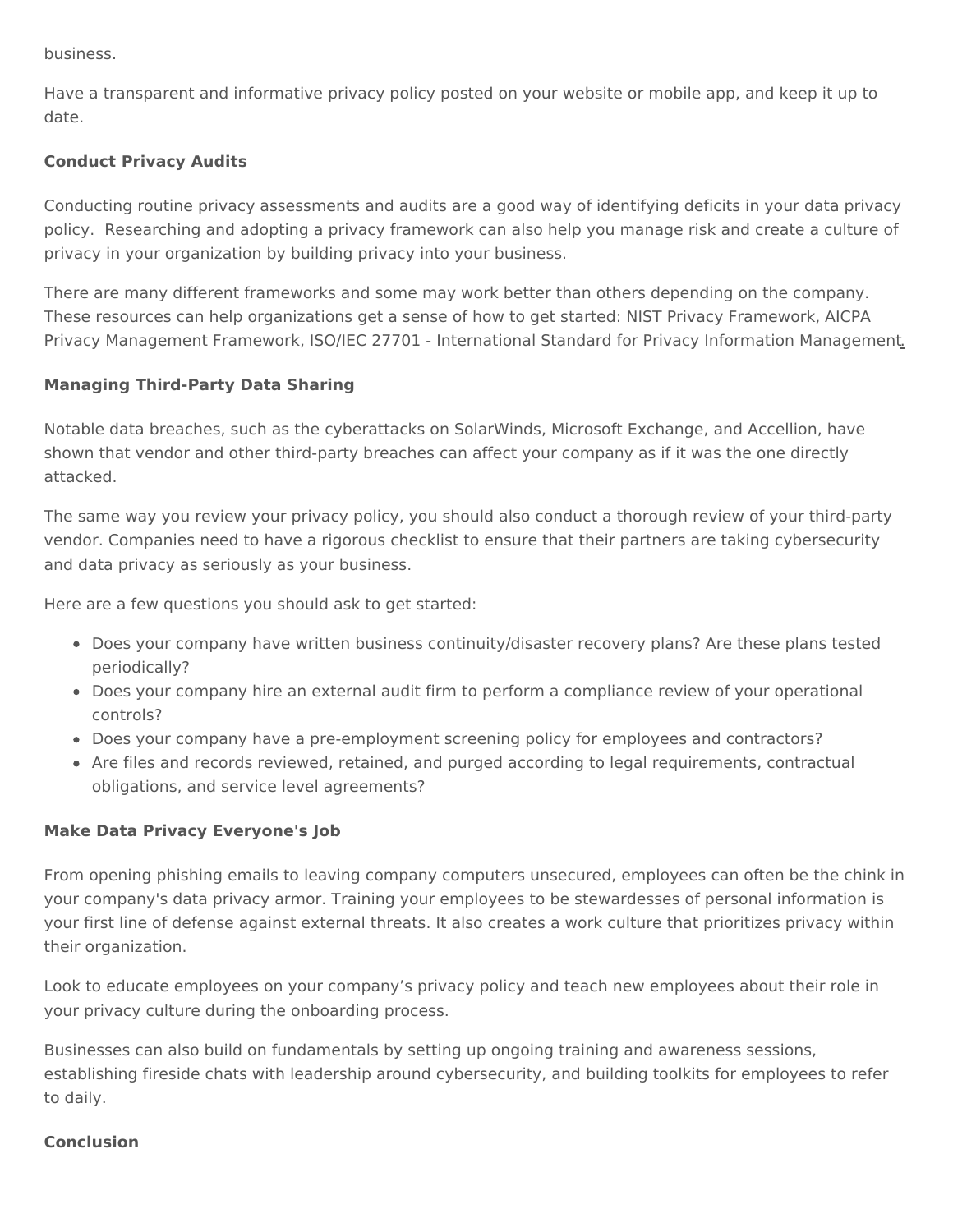business.

Have a transparent and informative privacy policy posted on your website or mobile app, and keep it up to date.

**Conduct Privacy Audits**

Conducting routine privacy assessments and audits are a good way of identifying deficits in your data privacy policy. Researching and adopting a privacy framework can also help you manage risk and create a culture of privacy in your organization by building privacy into your business.

There are many different frameworks and some may work better than others depending on the company. These resources can help organizations get a sense of how to get started: NIST Privacy Framework, AICPA Privacy Management Framework, ISO/IEC 27701 - International Standard for Privacy Information Management.

**Managing Third-Party Data Sharing**

Notable data breaches, such as the cyberattacks on SolarWinds, Microsoft Exchange, and Accellion, have shown that vendor and other third-party breaches can affect your company as if it was the one directly attacked.

The same way you review your privacy policy, you should also conduct a thorough review of your third-party vendor. Companies need to have a rigorous checklist to ensure that their partners are taking cybersecurity and data privacy as seriously as your business.

Here are a few questions you should ask to get started:

- Does your company have written business continuity/disaster recovery plans? Are these plans tested periodically?
- Does your company hire an external audit firm to perform a compliance review of your operational controls?
- Does your company have a pre-employment screening policy for employees and contractors?
- Are files and records reviewed, retained, and purged according to legal requirements, contractual obligations, and service level agreements?

**Make Data Privacy Everyone's Job**

From opening phishing emails to leaving company computers unsecured, employees can often be the chink in your company's data privacy armor. Training your employees to be stewardesses of personal information is your first line of defense against external threats. It also creates a work culture that prioritizes privacy within their organization.

Look to educate employees on your company's privacy policy and teach new employees about their role in your privacy culture during the onboarding process.

Businesses can also build on fundamentals by setting up ongoing training and awareness sessions, establishing fireside chats with leadership around cybersecurity, and building toolkits for employees to refer to daily.

**Conclusion**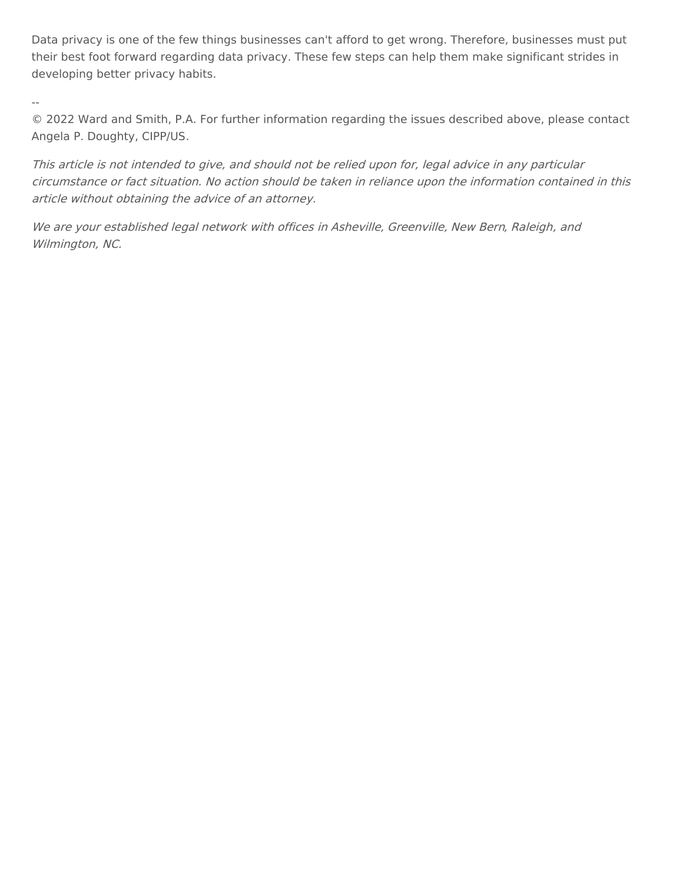Data privacy is one of the few things businesses can't afford to get wrong. Therefore, businesses must put their best foot forward regarding data privacy. These few steps can help them make significant strides in developing better privacy habits.

--
© 2022 Ward and Smith, P.A. For further information regarding the issues described above, please contact Angela P. Doughty, CIPP/US.

*This article is not intended to give, and should not be relied upon for, legal advice in any particular circumstance or fact situation. No action should be taken in reliance upon the information contained in this article without obtaining the advice of an attorney.*

*We are your established legal network with offices in Asheville, Greenville, New Bern, Raleigh, and Wilmington, NC.*